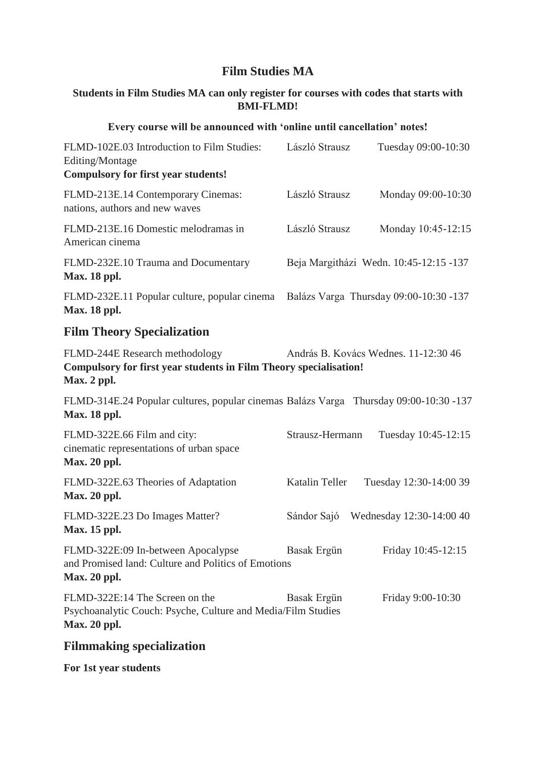# Film Studies MA

**Students in Film Studies MA can only register for courses with codes that starts with BMI-FLMD!**

**Every course will be announced with 'online until cancellation' notes!**

FLMD-102E.03 Introduction to Film Studies: Editing/Montage — László Strausz — Tuesday 09:00-10:30
**Compulsory for first year students!**

FLMD-213E.14 Contemporary Cinemas: nations, authors and new waves — László Strausz — Monday 09:00-10:30

FLMD-213E.16 Domestic melodramas in American cinema — László Strausz — Monday 10:45-12:15

FLMD-232E.10 Trauma and Documentary — Beja Margitházi — Wedn. 10:45-12:15 -137
**Max. 18 ppl.**

FLMD-232E.11 Popular culture, popular cinema — Balázs Varga — Thursday 09:00-10:30 -137
**Max. 18 ppl.**

## Film Theory Specialization

FLMD-244E Research methodology — András B. Kovács — Wednes. 11-12:30 46
**Compulsory for first year students in Film Theory specialisation!**
**Max. 2 ppl.**

FLMD-314E.24 Popular cultures, popular cinemas — Balázs Varga — Thursday 09:00-10:30 -137
**Max. 18 ppl.**

FLMD-322E.66 Film and city: cinematic representations of urban space — Strausz-Hermann — Tuesday 10:45-12:15
**Max. 20 ppl.**

FLMD-322E.63 Theories of Adaptation — Katalin Teller — Tuesday 12:30-14:00 39
**Max. 20 ppl.**

FLMD-322E.23 Do Images Matter? — Sándor Sajó — Wednesday 12:30-14:00 40
**Max. 15 ppl.**

FLMD-322E:09 In-between Apocalypse and Promised land: Culture and Politics of Emotions — Basak Ergün — Friday 10:45-12:15
**Max. 20 ppl.**

FLMD-322E:14 The Screen on the Psychoanalytic Couch: Psyche, Culture and Media/Film Studies — Basak Ergün — Friday 9:00-10:30
**Max. 20 ppl.**

## Filmmaking specialization

**For 1st year students**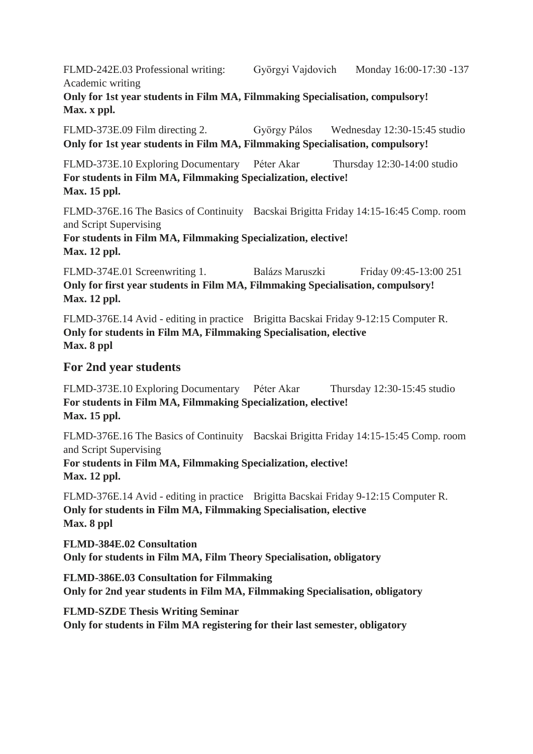FLMD-242E.03 Professional writing: Academic writing Györgyi Vajdovich Monday 16:00-17:30 -137

**Only for 1st year students in Film MA, Filmmaking Specialisation, compulsory!**
**Max. x ppl.**

FLMD-373E.09 Film directing 2. György Pálos Wednesday 12:30-15:45 studio

**Only for 1st year students in Film MA, Filmmaking Specialisation, compulsory!**

FLMD-373E.10 Exploring Documentary Péter Akar Thursday 12:30-14:00 studio

**For students in Film MA, Filmmaking Specialization, elective!**
**Max. 15 ppl.**

FLMD-376E.16 The Basics of Continuity and Script Supervising Bacskai Brigitta Friday 14:15-16:45 Comp. room

**For students in Film MA, Filmmaking Specialization, elective!**
**Max. 12 ppl.**

FLMD-374E.01 Screenwriting 1. Balázs Maruszki Friday 09:45-13:00 251

**Only for first year students in Film MA, Filmmaking Specialisation, compulsory!**
**Max. 12 ppl.**

FLMD-376E.14 Avid - editing in practice Brigitta Bacskai Friday 9-12:15 Computer R.

**Only for students in Film MA, Filmmaking Specialisation, elective**
**Max. 8 ppl**

## For 2nd year students

FLMD-373E.10 Exploring Documentary Péter Akar Thursday 12:30-15:45 studio

**For students in Film MA, Filmmaking Specialization, elective!**
**Max. 15 ppl.**

FLMD-376E.16 The Basics of Continuity and Script Supervising Bacskai Brigitta Friday 14:15-15:45 Comp. room

**For students in Film MA, Filmmaking Specialization, elective!**
**Max. 12 ppl.**

FLMD-376E.14 Avid - editing in practice Brigitta Bacskai Friday 9-12:15 Computer R.

**Only for students in Film MA, Filmmaking Specialisation, elective**
**Max. 8 ppl**

**FLMD-384E.02 Consultation**
**Only for students in Film MA, Film Theory Specialisation, obligatory**

**FLMD-386E.03 Consultation for Filmmaking**
**Only for 2nd year students in Film MA, Filmmaking Specialisation, obligatory**

**FLMD-SZDE Thesis Writing Seminar**
**Only for students in Film MA registering for their last semester, obligatory**